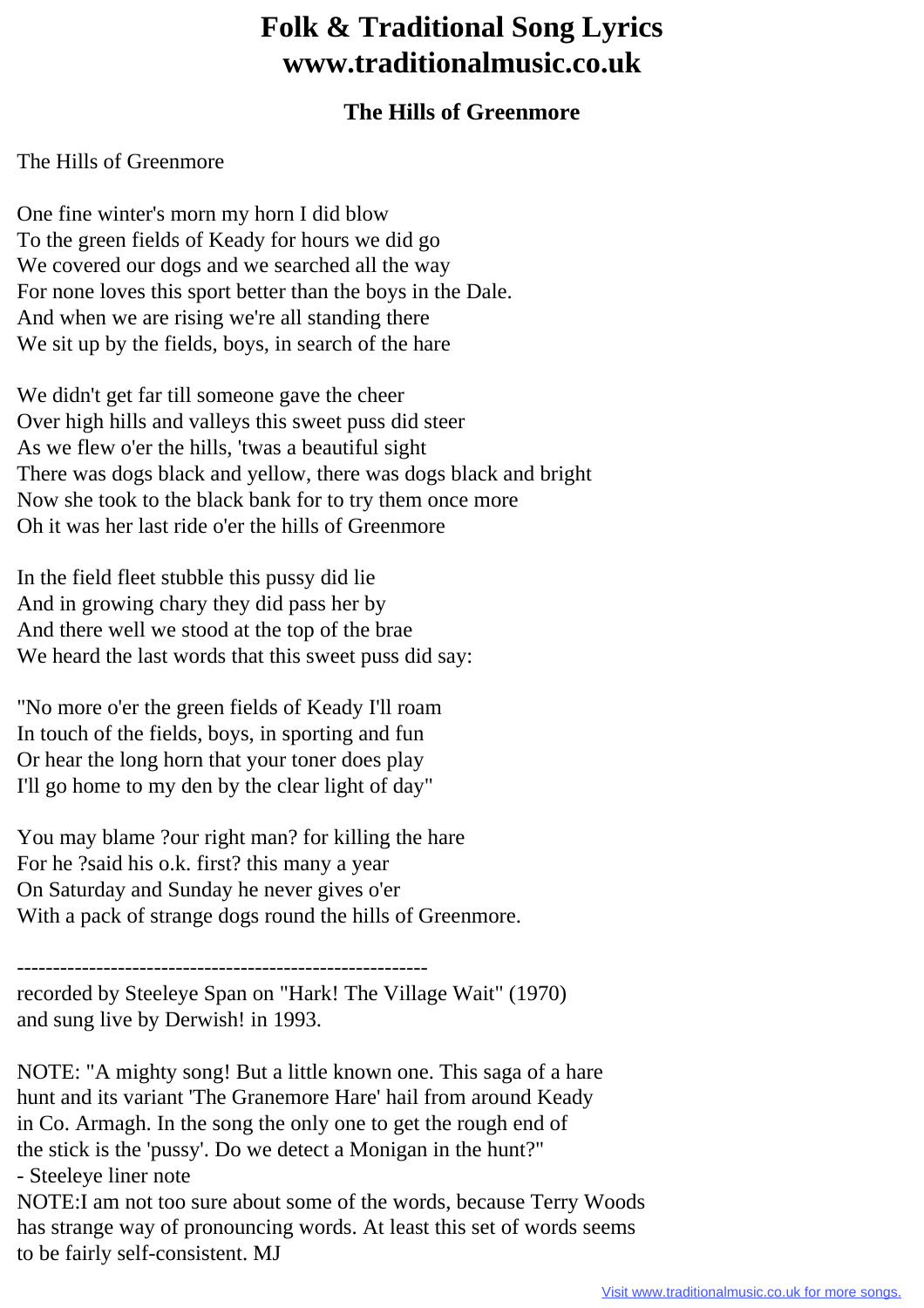# Folk & Traditional Song Lyrics www.traditionalmusic.co.uk

### The Hills of Greenmore

The Hills of Greenmore

One fine winter's morn my horn I did blow
To the green fields of Keady for hours we did go
We covered our dogs and we searched all the way
For none loves this sport better than the boys in the Dale.
And when we are rising we're all standing there
We sit up by the fields, boys, in search of the hare

We didn't get far till someone gave the cheer
Over high hills and valleys this sweet puss did steer
As we flew o'er the hills, 'twas a beautiful sight
There was dogs black and yellow, there was dogs black and bright
Now she took to the black bank for to try them once more
Oh it was her last ride o'er the hills of Greenmore

In the field fleet stubble this pussy did lie
And in growing chary they did pass her by
And there well we stood at the top of the brae
We heard the last words that this sweet puss did say:

"No more o'er the green fields of Keady I'll roam
In touch of the fields, boys, in sporting and fun
Or hear the long horn that your toner does play
I'll go home to my den by the clear light of day"

You may blame ?our right man? for killing the hare
For he ?said his o.k. first? this many a year
On Saturday and Sunday he never gives o'er
With a pack of strange dogs round the hills of Greenmore.

---------------------------------------------------------

recorded by Steeleye Span on "Hark! The Village Wait" (1970)
and sung live by Derwish! in 1993.

NOTE: "A mighty song! But a little known one. This saga of a hare hunt and its variant 'The Granemore Hare' hail from around Keady in Co. Armagh. In the song the only one to get the rough end of the stick is the 'pussy'. Do we detect a Monigan in the hunt?"
- Steeleye liner note

NOTE:I am not too sure about some of the words, because Terry Woods has strange way of pronouncing words. At least this set of words seems to be fairly self-consistent. MJ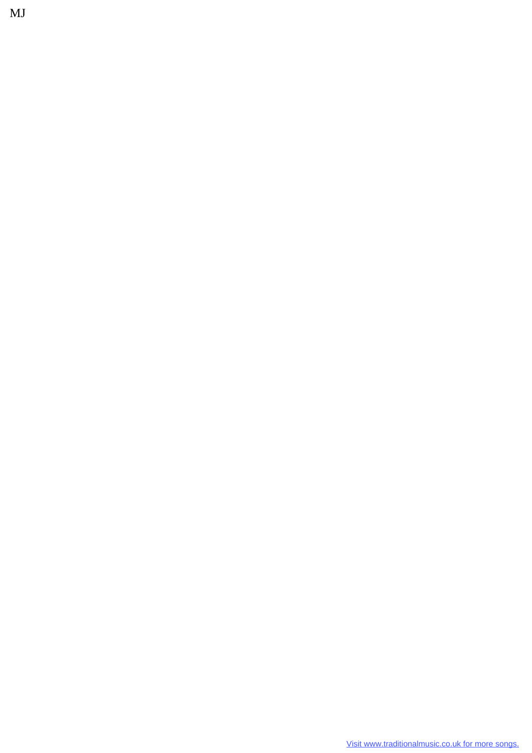MJ